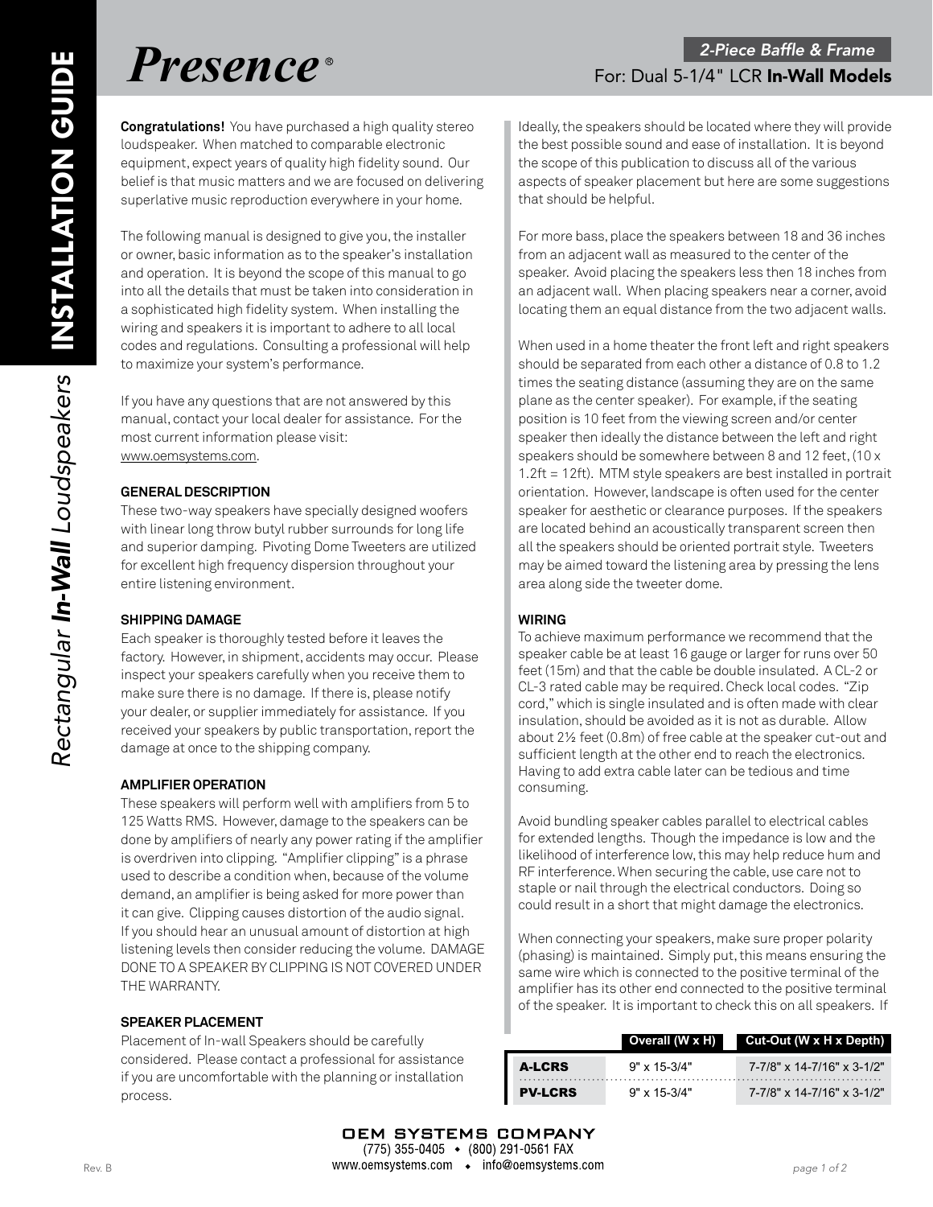# Presence®

## 2-Piece Baffle & Frame

For: Dual 5-1/4" LCR **In-Wall Models**

**INSTALLATION GUIDE**

*Rectangular **In-Wall** Loudspeakers*

**Congratulations!** You have purchased a high quality stereo loudspeaker. When matched to comparable electronic equipment, expect years of quality high fidelity sound. Our belief is that music matters and we are focused on delivering superlative music reproduction everywhere in your home.

The following manual is designed to give you, the installer or owner, basic information as to the speaker's installation and operation. It is beyond the scope of this manual to go into all the details that must be taken into consideration in a sophisticated high fidelity system. When installing the wiring and speakers it is important to adhere to all local codes and regulations. Consulting a professional will help to maximize your system's performance.

If you have any questions that are not answered by this manual, contact your local dealer for assistance. For the most current information please visit: www.oemsystems.com.

### GENERAL DESCRIPTION

These two-way speakers have specially designed woofers with linear long throw butyl rubber surrounds for long life and superior damping. Pivoting Dome Tweeters are utilized for excellent high frequency dispersion throughout your entire listening environment.

### SHIPPING DAMAGE

Each speaker is thoroughly tested before it leaves the factory. However, in shipment, accidents may occur. Please inspect your speakers carefully when you receive them to make sure there is no damage. If there is, please notify your dealer, or supplier immediately for assistance. If you received your speakers by public transportation, report the damage at once to the shipping company.

### AMPLIFIER OPERATION

These speakers will perform well with amplifiers from 5 to 125 Watts RMS. However, damage to the speakers can be done by amplifiers of nearly any power rating if the amplifier is overdriven into clipping. "Amplifier clipping" is a phrase used to describe a condition when, because of the volume demand, an amplifier is being asked for more power than it can give. Clipping causes distortion of the audio signal. If you should hear an unusual amount of distortion at high listening levels then consider reducing the volume. DAMAGE DONE TO A SPEAKER BY CLIPPING IS NOT COVERED UNDER THE WARRANTY.

### SPEAKER PLACEMENT

Placement of In-wall Speakers should be carefully considered. Please contact a professional for assistance if you are uncomfortable with the planning or installation process.

Ideally, the speakers should be located where they will provide the best possible sound and ease of installation. It is beyond the scope of this publication to discuss all of the various aspects of speaker placement but here are some suggestions that should be helpful.

For more bass, place the speakers between 18 and 36 inches from an adjacent wall as measured to the center of the speaker. Avoid placing the speakers less then 18 inches from an adjacent wall. When placing speakers near a corner, avoid locating them an equal distance from the two adjacent walls.

When used in a home theater the front left and right speakers should be separated from each other a distance of 0.8 to 1.2 times the seating distance (assuming they are on the same plane as the center speaker). For example, if the seating position is 10 feet from the viewing screen and/or center speaker then ideally the distance between the left and right speakers should be somewhere between 8 and 12 feet, (10 x 1.2ft = 12ft). MTM style speakers are best installed in portrait orientation. However, landscape is often used for the center speaker for aesthetic or clearance purposes. If the speakers are located behind an acoustically transparent screen then all the speakers should be oriented portrait style. Tweeters may be aimed toward the listening area by pressing the lens area along side the tweeter dome.

### WIRING

To achieve maximum performance we recommend that the speaker cable be at least 16 gauge or larger for runs over 50 feet (15m) and that the cable be double insulated. A CL-2 or CL-3 rated cable may be required. Check local codes. "Zip cord," which is single insulated and is often made with clear insulation, should be avoided as it is not as durable. Allow about 2½ feet (0.8m) of free cable at the speaker cut-out and sufficient length at the other end to reach the electronics. Having to add extra cable later can be tedious and time consuming.

Avoid bundling speaker cables parallel to electrical cables for extended lengths. Though the impedance is low and the likelihood of interference low, this may help reduce hum and RF interference. When securing the cable, use care not to staple or nail through the electrical conductors. Doing so could result in a short that might damage the electronics.

When connecting your speakers, make sure proper polarity (phasing) is maintained. Simply put, this means ensuring the same wire which is connected to the positive terminal of the amplifier has its other end connected to the positive terminal of the speaker. It is important to check this on all speakers. If

| | Overall (W x H) | Cut-Out (W x H x Depth) |
|---|---|---|
| **A-LCRS** | 9" x 15-3/4" | 7-7/8" x 14-7/16" x 3-1/2" |
| **PV-LCRS** | 9" x 15-3/4" | 7-7/8" x 14-7/16" x 3-1/2" |

**OEM SYSTEMS COMPANY**
(775) 355-0405 • (800) 291-0561 FAX
www.oemsystems.com • info@oemsystems.com

Rev. B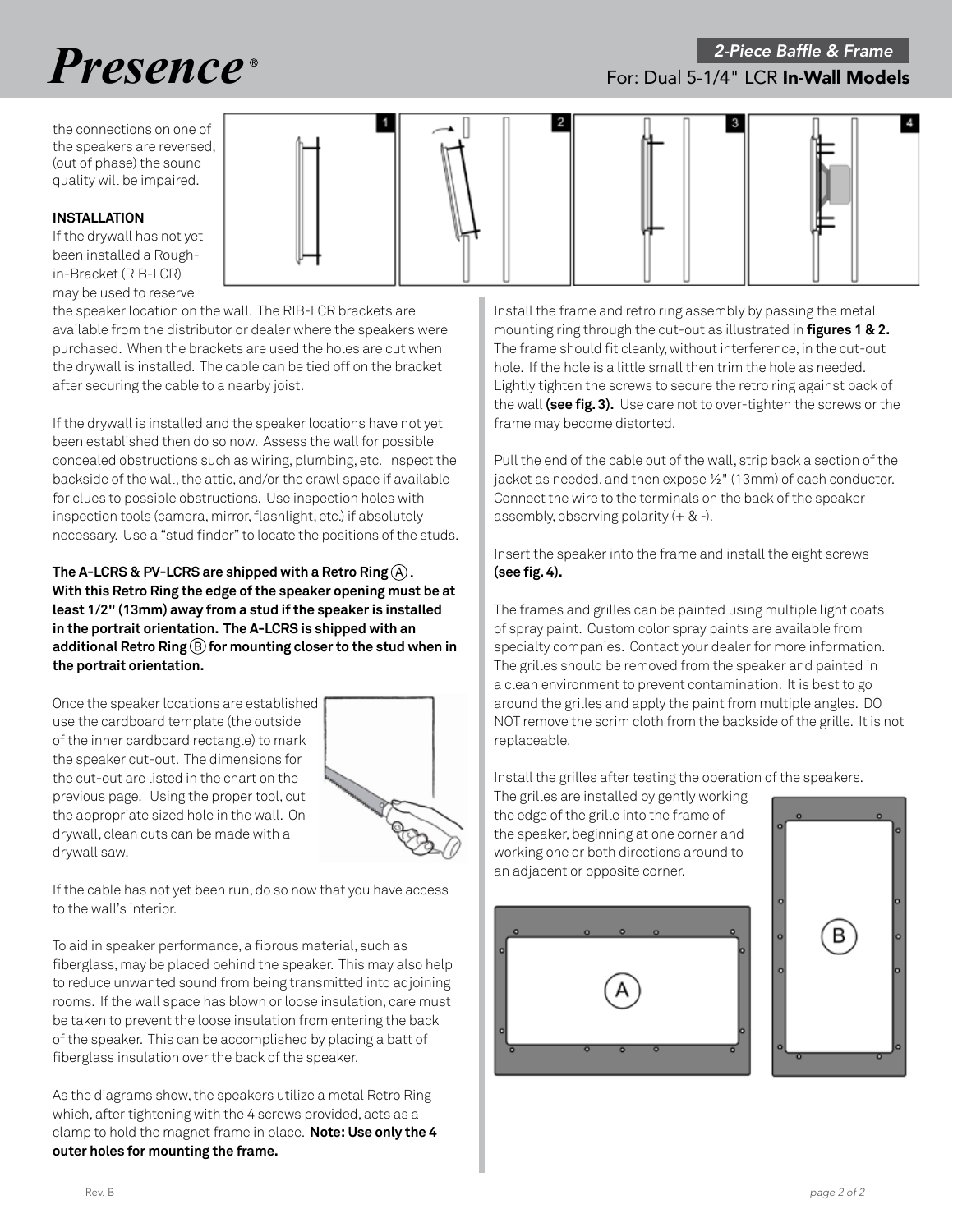the connections on one of the speakers are reversed, (out of phase) the sound quality will be impaired.

**INSTALLATION**

If the drywall has not yet been installed a Rough-in-Bracket (RIB-LCR) may be used to reserve the speaker location on the wall. The RIB-LCR brackets are available from the distributor or dealer where the speakers were purchased. When the brackets are used the holes are cut when the drywall is installed. The cable can be tied off on the bracket after securing the cable to a nearby joist.

If the drywall is installed and the speaker locations have not yet been established then do so now. Assess the wall for possible concealed obstructions such as wiring, plumbing, etc. Inspect the backside of the wall, the attic, and/or the crawl space if available for clues to possible obstructions. Use inspection holes with inspection tools (camera, mirror, flashlight, etc.) if absolutely necessary. Use a "stud finder" to locate the positions of the studs.

**The A-LCRS & PV-LCRS are shipped with a Retro Ring Ⓐ. With this Retro Ring the edge of the speaker opening must be at least 1/2" (13mm) away from a stud if the speaker is installed in the portrait orientation. The A-LCRS is shipped with an additional Retro Ring Ⓑ for mounting closer to the stud when in the portrait orientation.**

Once the speaker locations are established use the cardboard template (the outside of the inner cardboard rectangle) to mark the speaker cut-out. The dimensions for the cut-out are listed in the chart on the previous page. Using the proper tool, cut the appropriate sized hole in the wall. On drywall, clean cuts can be made with a drywall saw.

If the cable has not yet been run, do so now that you have access to the wall's interior.

To aid in speaker performance, a fibrous material, such as fiberglass, may be placed behind the speaker. This may also help to reduce unwanted sound from being transmitted into adjoining rooms. If the wall space has blown or loose insulation, care must be taken to prevent the loose insulation from entering the back of the speaker. This can be accomplished by placing a batt of fiberglass insulation over the back of the speaker.

As the diagrams show, the speakers utilize a metal Retro Ring which, after tightening with the 4 screws provided, acts as a clamp to hold the magnet frame in place. **Note: Use only the 4 outer holes for mounting the frame.**

Install the frame and retro ring assembly by passing the metal mounting ring through the cut-out as illustrated in **figures 1 & 2.** The frame should fit cleanly, without interference, in the cut-out hole. If the hole is a little small then trim the hole as needed. Lightly tighten the screws to secure the retro ring against back of the wall **(see fig. 3).** Use care not to over-tighten the screws or the frame may become distorted.

Pull the end of the cable out of the wall, strip back a section of the jacket as needed, and then expose ½" (13mm) of each conductor. Connect the wire to the terminals on the back of the speaker assembly, observing polarity (+ & -).

Insert the speaker into the frame and install the eight screws **(see fig. 4).**

The frames and grilles can be painted using multiple light coats of spray paint. Custom color spray paints are available from specialty companies. Contact your dealer for more information. The grilles should be removed from the speaker and painted in a clean environment to prevent contamination. It is best to go around the grilles and apply the paint from multiple angles. DO NOT remove the scrim cloth from the backside of the grille. It is not replaceable.

Install the grilles after testing the operation of the speakers. The grilles are installed by gently working the edge of the grille into the frame of the speaker, beginning at one corner and working one or both directions around to an adjacent or opposite corner.

A

B